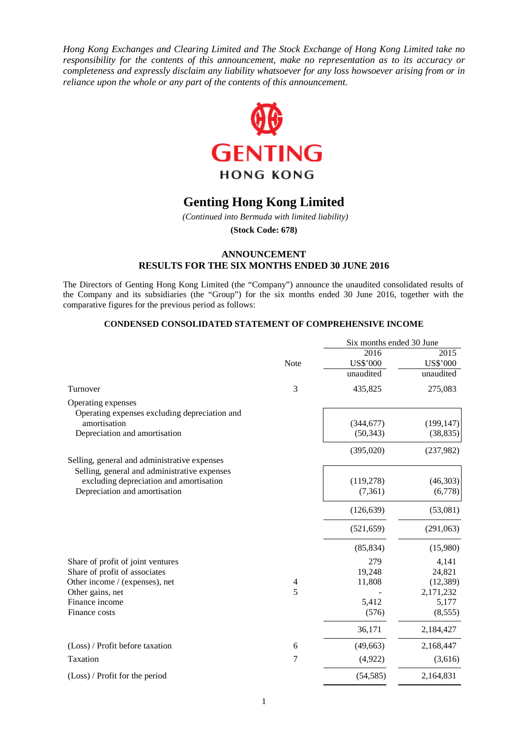*Hong Kong Exchanges and Clearing Limited and The Stock Exchange of Hong Kong Limited take no responsibility for the contents of this announcement, make no representation as to its accuracy or completeness and expressly disclaim any liability whatsoever for any loss howsoever arising from or in reliance upon the whole or any part of the contents of this announcement.*

GENTING HONG KONG

# Genting Hong Kong Limited

*(Continued into Bermuda with limited liability)*

**(Stock Code: 678)**

## ANNOUNCEMENT
## RESULTS FOR THE SIX MONTHS ENDED 30 JUNE 2016

The Directors of Genting Hong Kong Limited (the "Company") announce the unaudited consolidated results of the Company and its subsidiaries (the "Group") for the six months ended 30 June 2016, together with the comparative figures for the previous period as follows:

### CONDENSED CONSOLIDATED STATEMENT OF COMPREHENSIVE INCOME

| | Note | Six months ended 30 June 2016 US$'000 unaudited | Six months ended 30 June 2015 US$'000 unaudited |
|---|---|---|---|
| Turnover | 3 | 435,825 | 275,083 |
| Operating expenses | | | |
| Operating expenses excluding depreciation and amortisation | | (344,677) | (199,147) |
| Depreciation and amortisation | | (50,343) | (38,835) |
| | | (395,020) | (237,982) |
| Selling, general and administrative expenses | | | |
| Selling, general and administrative expenses excluding depreciation and amortisation | | (119,278) | (46,303) |
| Depreciation and amortisation | | (7,361) | (6,778) |
| | | (126,639) | (53,081) |
| | | (521,659) | (291,063) |
| | | (85,834) | (15,980) |
| Share of profit of joint ventures | | 279 | 4,141 |
| Share of profit of associates | | 19,248 | 24,821 |
| Other income / (expenses), net | 4 | 11,808 | (12,389) |
| Other gains, net | 5 | - | 2,171,232 |
| Finance income | | 5,412 | 5,177 |
| Finance costs | | (576) | (8,555) |
| | | 36,171 | 2,184,427 |
| (Loss) / Profit before taxation | 6 | (49,663) | 2,168,447 |
| Taxation | 7 | (4,922) | (3,616) |
| (Loss) / Profit for the period | | (54,585) | 2,164,831 |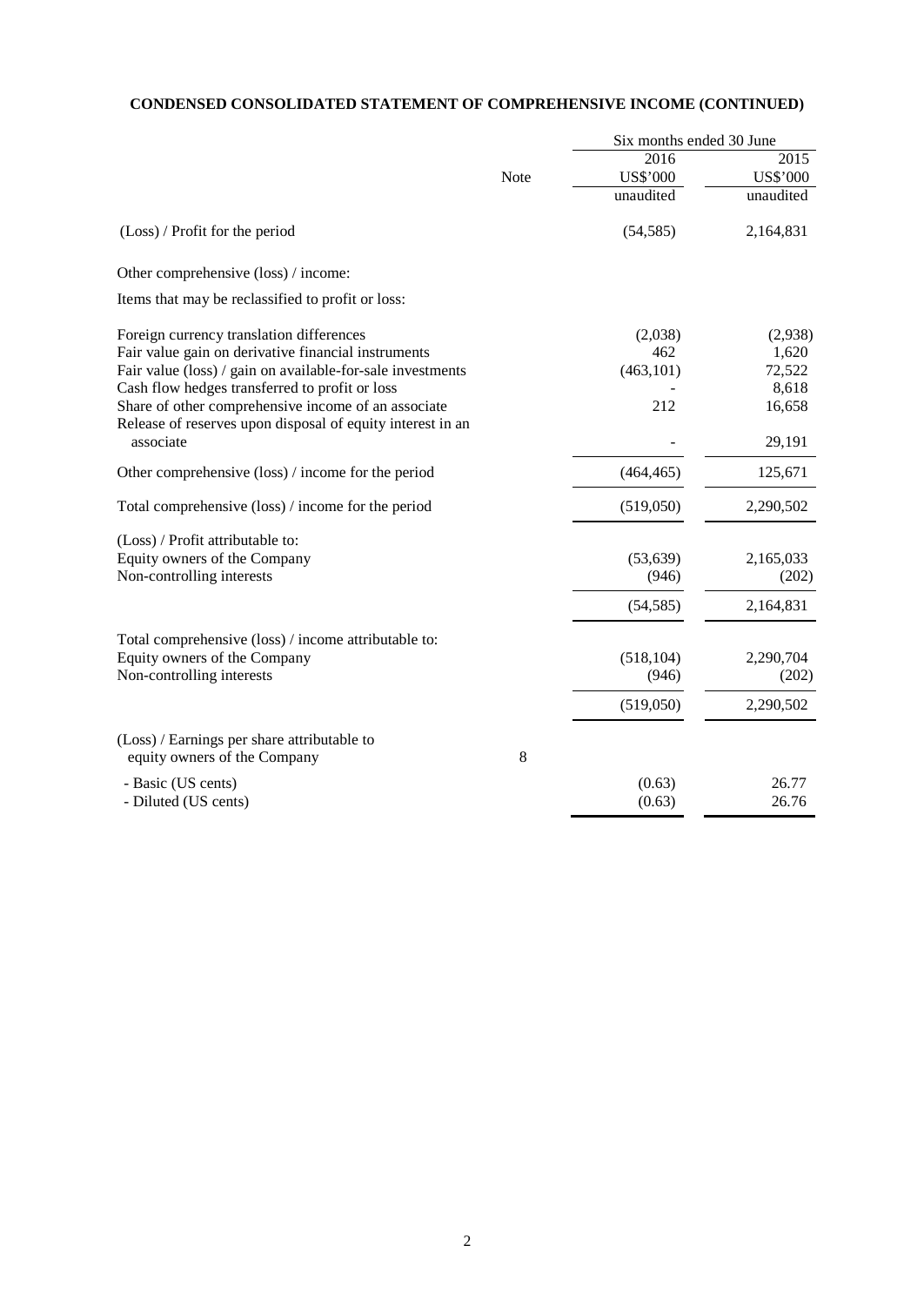## CONDENSED CONSOLIDATED STATEMENT OF COMPREHENSIVE INCOME (CONTINUED)

| | Note | Six months ended 30 June | |
|---|---|---|---|
| | | 2016 | 2015 |
| | | US$'000 | US$'000 |
| | | unaudited | unaudited |
| (Loss) / Profit for the period | | (54,585) | 2,164,831 |
| Other comprehensive (loss) / income: | | | |
| Items that may be reclassified to profit or loss: | | | |
| Foreign currency translation differences | | (2,038) | (2,938) |
| Fair value gain on derivative financial instruments | | 462 | 1,620 |
| Fair value (loss) / gain on available-for-sale investments | | (463,101) | 72,522 |
| Cash flow hedges transferred to profit or loss | | - | 8,618 |
| Share of other comprehensive income of an associate | | 212 | 16,658 |
| Release of reserves upon disposal of equity interest in an associate | | - | 29,191 |
| Other comprehensive (loss) / income for the period | | (464,465) | 125,671 |
| Total comprehensive (loss) / income for the period | | (519,050) | 2,290,502 |
| (Loss) / Profit attributable to: | | | |
| Equity owners of the Company | | (53,639) | 2,165,033 |
| Non-controlling interests | | (946) | (202) |
| | | (54,585) | 2,164,831 |
| Total comprehensive (loss) / income attributable to: | | | |
| Equity owners of the Company | | (518,104) | 2,290,704 |
| Non-controlling interests | | (946) | (202) |
| | | (519,050) | 2,290,502 |
| (Loss) / Earnings per share attributable to equity owners of the Company | 8 | | |
| - Basic (US cents) | | (0.63) | 26.77 |
| - Diluted (US cents) | | (0.63) | 26.76 |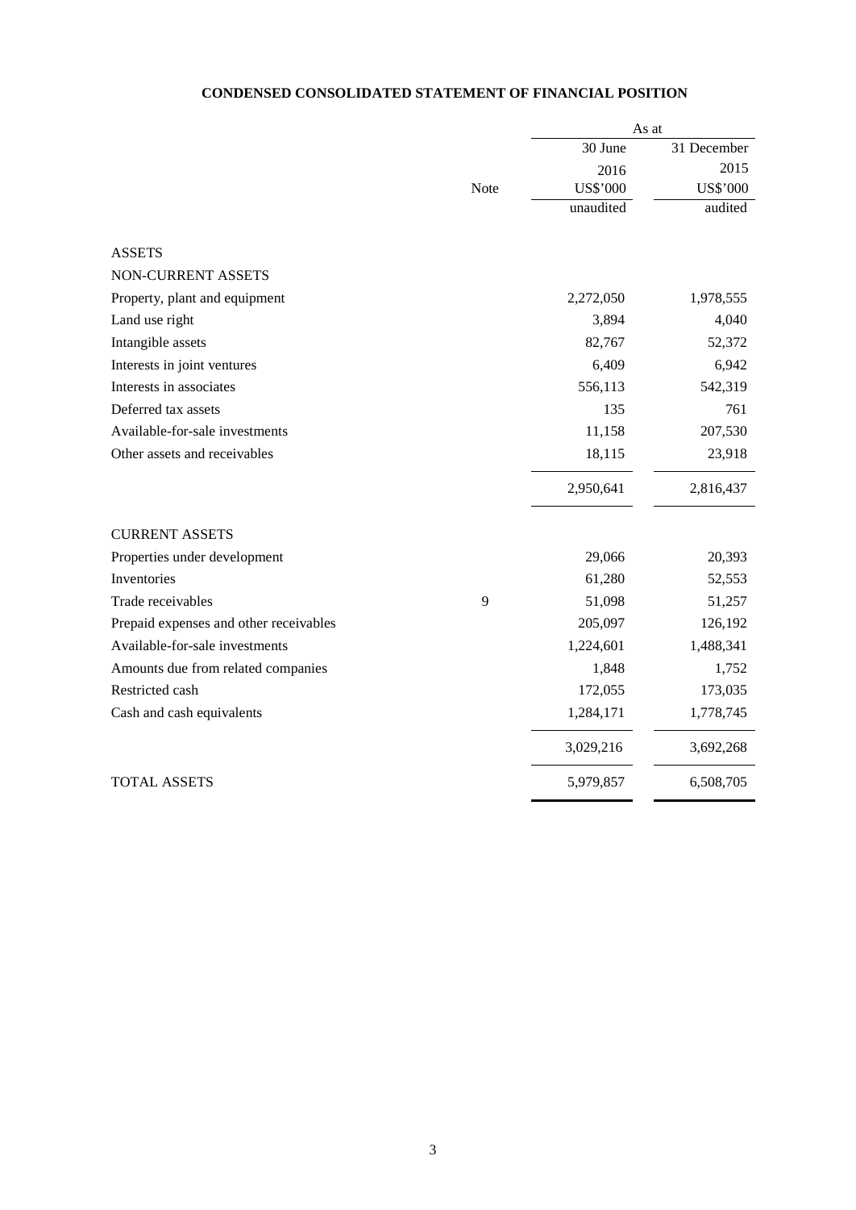## CONDENSED CONSOLIDATED STATEMENT OF FINANCIAL POSITION

| | Note | As at 30 June 2016 US$'000 unaudited | As at 31 December 2015 US$'000 audited |
|---|---|---|---|
| **ASSETS** | | | |
| **NON-CURRENT ASSETS** | | | |
| Property, plant and equipment | | 2,272,050 | 1,978,555 |
| Land use right | | 3,894 | 4,040 |
| Intangible assets | | 82,767 | 52,372 |
| Interests in joint ventures | | 6,409 | 6,942 |
| Interests in associates | | 556,113 | 542,319 |
| Deferred tax assets | | 135 | 761 |
| Available-for-sale investments | | 11,158 | 207,530 |
| Other assets and receivables | | 18,115 | 23,918 |
| | | 2,950,641 | 2,816,437 |
| **CURRENT ASSETS** | | | |
| Properties under development | | 29,066 | 20,393 |
| Inventories | | 61,280 | 52,553 |
| Trade receivables | 9 | 51,098 | 51,257 |
| Prepaid expenses and other receivables | | 205,097 | 126,192 |
| Available-for-sale investments | | 1,224,601 | 1,488,341 |
| Amounts due from related companies | | 1,848 | 1,752 |
| Restricted cash | | 172,055 | 173,035 |
| Cash and cash equivalents | | 1,284,171 | 1,778,745 |
| | | 3,029,216 | 3,692,268 |
| **TOTAL ASSETS** | | 5,979,857 | 6,508,705 |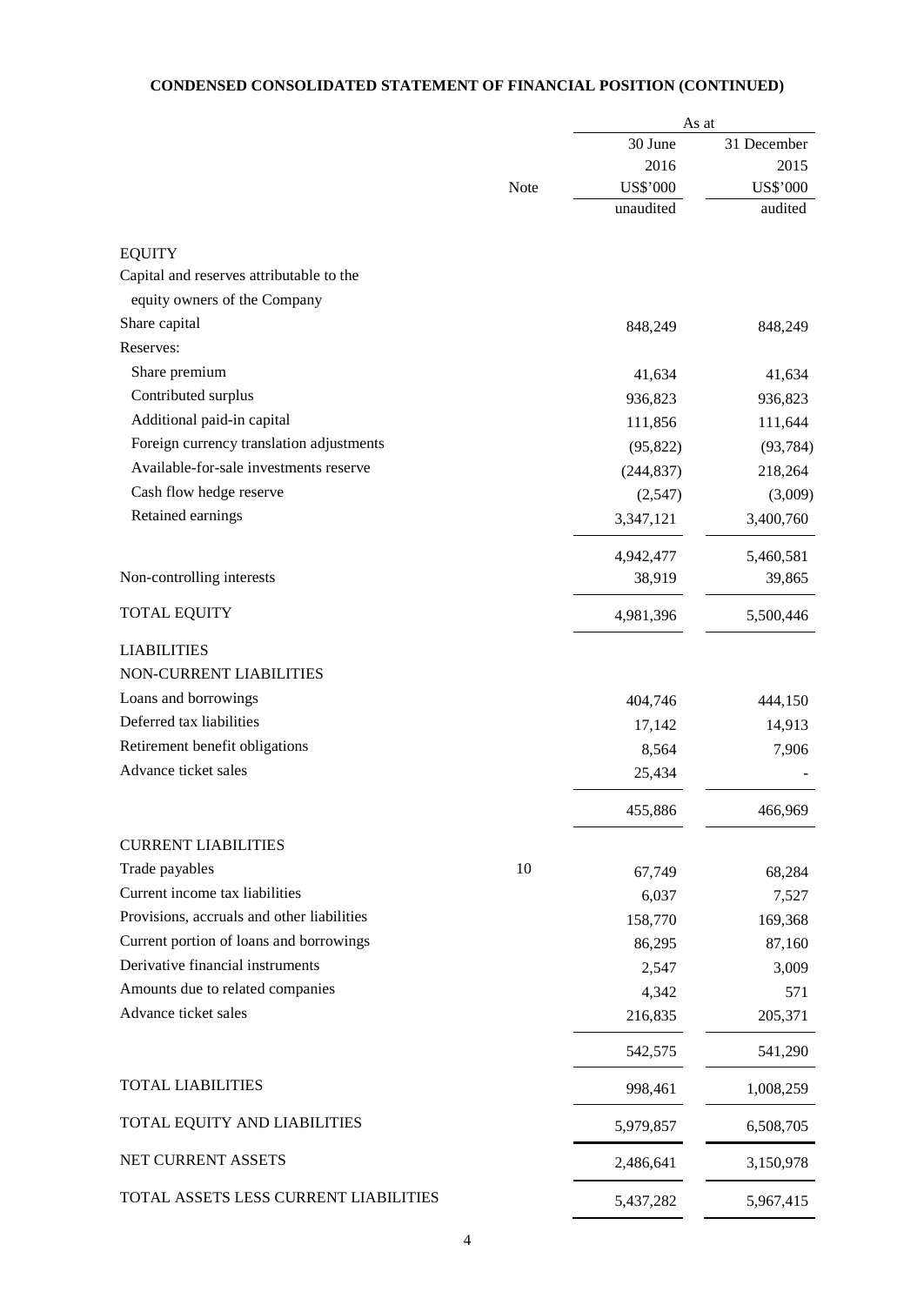**CONDENSED CONSOLIDATED STATEMENT OF FINANCIAL POSITION (CONTINUED)**

| | Note | As at 30 June 2016 US$'000 unaudited | As at 31 December 2015 US$'000 audited |
|---|---|---|---|
| **EQUITY** | | | |
| Capital and reserves attributable to the equity owners of the Company | | | |
| Share capital | | 848,249 | 848,249 |
| Reserves: | | | |
| Share premium | | 41,634 | 41,634 |
| Contributed surplus | | 936,823 | 936,823 |
| Additional paid-in capital | | 111,856 | 111,644 |
| Foreign currency translation adjustments | | (95,822) | (93,784) |
| Available-for-sale investments reserve | | (244,837) | 218,264 |
| Cash flow hedge reserve | | (2,547) | (3,009) |
| Retained earnings | | 3,347,121 | 3,400,760 |
| | | 4,942,477 | 5,460,581 |
| Non-controlling interests | | 38,919 | 39,865 |
| TOTAL EQUITY | | 4,981,396 | 5,500,446 |
| **LIABILITIES** | | | |
| NON-CURRENT LIABILITIES | | | |
| Loans and borrowings | | 404,746 | 444,150 |
| Deferred tax liabilities | | 17,142 | 14,913 |
| Retirement benefit obligations | | 8,564 | 7,906 |
| Advance ticket sales | | 25,434 | - |
| | | 455,886 | 466,969 |
| CURRENT LIABILITIES | | | |
| Trade payables | 10 | 67,749 | 68,284 |
| Current income tax liabilities | | 6,037 | 7,527 |
| Provisions, accruals and other liabilities | | 158,770 | 169,368 |
| Current portion of loans and borrowings | | 86,295 | 87,160 |
| Derivative financial instruments | | 2,547 | 3,009 |
| Amounts due to related companies | | 4,342 | 571 |
| Advance ticket sales | | 216,835 | 205,371 |
| | | 542,575 | 541,290 |
| TOTAL LIABILITIES | | 998,461 | 1,008,259 |
| TOTAL EQUITY AND LIABILITIES | | 5,979,857 | 6,508,705 |
| NET CURRENT ASSETS | | 2,486,641 | 3,150,978 |
| TOTAL ASSETS LESS CURRENT LIABILITIES | | 5,437,282 | 5,967,415 |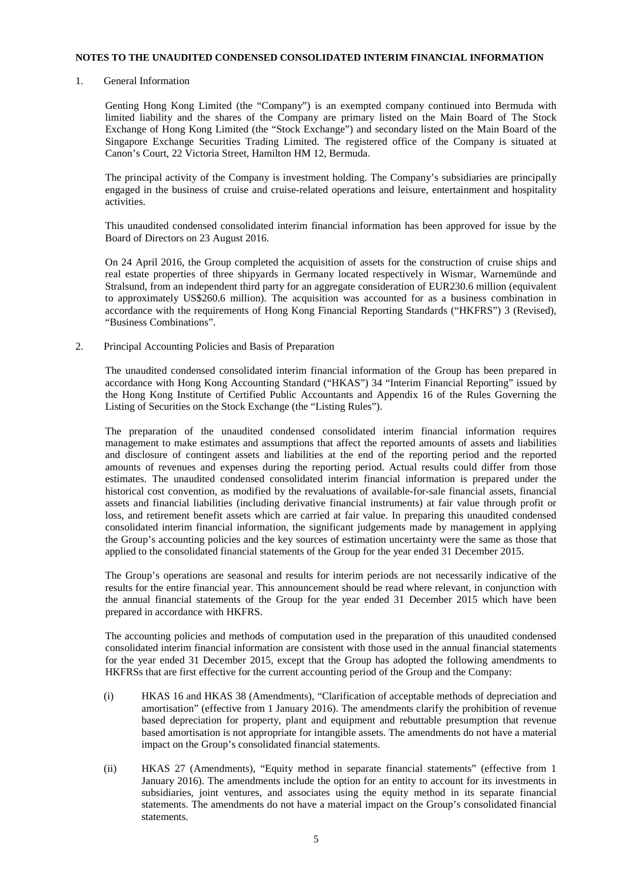**NOTES TO THE UNAUDITED CONDENSED CONSOLIDATED INTERIM FINANCIAL INFORMATION**

1. General Information

Genting Hong Kong Limited (the "Company") is an exempted company continued into Bermuda with limited liability and the shares of the Company are primary listed on the Main Board of The Stock Exchange of Hong Kong Limited (the "Stock Exchange") and secondary listed on the Main Board of the Singapore Exchange Securities Trading Limited. The registered office of the Company is situated at Canon's Court, 22 Victoria Street, Hamilton HM 12, Bermuda.

The principal activity of the Company is investment holding. The Company's subsidiaries are principally engaged in the business of cruise and cruise-related operations and leisure, entertainment and hospitality activities.

This unaudited condensed consolidated interim financial information has been approved for issue by the Board of Directors on 23 August 2016.

On 24 April 2016, the Group completed the acquisition of assets for the construction of cruise ships and real estate properties of three shipyards in Germany located respectively in Wismar, Warnemünde and Stralsund, from an independent third party for an aggregate consideration of EUR230.6 million (equivalent to approximately US$260.6 million). The acquisition was accounted for as a business combination in accordance with the requirements of Hong Kong Financial Reporting Standards ("HKFRS") 3 (Revised), "Business Combinations".

2. Principal Accounting Policies and Basis of Preparation

The unaudited condensed consolidated interim financial information of the Group has been prepared in accordance with Hong Kong Accounting Standard ("HKAS") 34 "Interim Financial Reporting" issued by the Hong Kong Institute of Certified Public Accountants and Appendix 16 of the Rules Governing the Listing of Securities on the Stock Exchange (the "Listing Rules").

The preparation of the unaudited condensed consolidated interim financial information requires management to make estimates and assumptions that affect the reported amounts of assets and liabilities and disclosure of contingent assets and liabilities at the end of the reporting period and the reported amounts of revenues and expenses during the reporting period. Actual results could differ from those estimates. The unaudited condensed consolidated interim financial information is prepared under the historical cost convention, as modified by the revaluations of available-for-sale financial assets, financial assets and financial liabilities (including derivative financial instruments) at fair value through profit or loss, and retirement benefit assets which are carried at fair value. In preparing this unaudited condensed consolidated interim financial information, the significant judgements made by management in applying the Group's accounting policies and the key sources of estimation uncertainty were the same as those that applied to the consolidated financial statements of the Group for the year ended 31 December 2015.

The Group's operations are seasonal and results for interim periods are not necessarily indicative of the results for the entire financial year. This announcement should be read where relevant, in conjunction with the annual financial statements of the Group for the year ended 31 December 2015 which have been prepared in accordance with HKFRS.

The accounting policies and methods of computation used in the preparation of this unaudited condensed consolidated interim financial information are consistent with those used in the annual financial statements for the year ended 31 December 2015, except that the Group has adopted the following amendments to HKFRSs that are first effective for the current accounting period of the Group and the Company:

(i) HKAS 16 and HKAS 38 (Amendments), "Clarification of acceptable methods of depreciation and amortisation" (effective from 1 January 2016). The amendments clarify the prohibition of revenue based depreciation for property, plant and equipment and rebuttable presumption that revenue based amortisation is not appropriate for intangible assets. The amendments do not have a material impact on the Group's consolidated financial statements.

(ii) HKAS 27 (Amendments), "Equity method in separate financial statements" (effective from 1 January 2016). The amendments include the option for an entity to account for its investments in subsidiaries, joint ventures, and associates using the equity method in its separate financial statements. The amendments do not have a material impact on the Group's consolidated financial statements.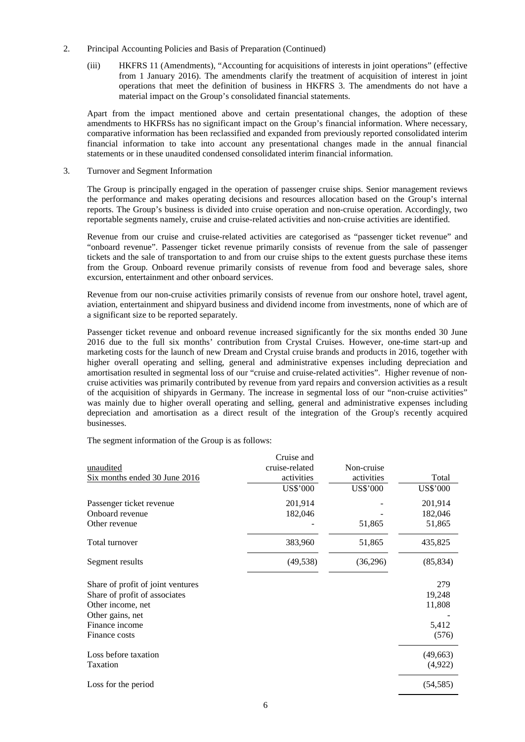2. Principal Accounting Policies and Basis of Preparation (Continued)

   (iii) HKFRS 11 (Amendments), "Accounting for acquisitions of interests in joint operations" (effective from 1 January 2016). The amendments clarify the treatment of acquisition of interest in joint operations that meet the definition of business in HKFRS 3. The amendments do not have a material impact on the Group's consolidated financial statements.

   Apart from the impact mentioned above and certain presentational changes, the adoption of these amendments to HKFRSs has no significant impact on the Group's financial information. Where necessary, comparative information has been reclassified and expanded from previously reported consolidated interim financial information to take into account any presentational changes made in the annual financial statements or in these unaudited condensed consolidated interim financial information.

3. Turnover and Segment Information

   The Group is principally engaged in the operation of passenger cruise ships. Senior management reviews the performance and makes operating decisions and resources allocation based on the Group's internal reports. The Group's business is divided into cruise operation and non-cruise operation. Accordingly, two reportable segments namely, cruise and cruise-related activities and non-cruise activities are identified.

   Revenue from our cruise and cruise-related activities are categorised as "passenger ticket revenue" and "onboard revenue". Passenger ticket revenue primarily consists of revenue from the sale of passenger tickets and the sale of transportation to and from our cruise ships to the extent guests purchase these items from the Group. Onboard revenue primarily consists of revenue from food and beverage sales, shore excursion, entertainment and other onboard services.

   Revenue from our non-cruise activities primarily consists of revenue from our onshore hotel, travel agent, aviation, entertainment and shipyard business and dividend income from investments, none of which are of a significant size to be reported separately.

   Passenger ticket revenue and onboard revenue increased significantly for the six months ended 30 June 2016 due to the full six months' contribution from Crystal Cruises. However, one-time start-up and marketing costs for the launch of new Dream and Crystal cruise brands and products in 2016, together with higher overall operating and selling, general and administrative expenses including depreciation and amortisation resulted in segmental loss of our "cruise and cruise-related activities". Higher revenue of non-cruise activities was primarily contributed by revenue from yard repairs and conversion activities as a result of the acquisition of shipyards in Germany. The increase in segmental loss of our "non-cruise activities" was mainly due to higher overall operating and selling, general and administrative expenses including depreciation and amortisation as a direct result of the integration of the Group's recently acquired businesses.

   The segment information of the Group is as follows:

| unaudited<br>Six months ended 30 June 2016 | Cruise and cruise-related activities<br>US$'000 | Non-cruise activities<br>US$'000 | Total<br>US$'000 |
|---|---|---|---|
| Passenger ticket revenue | 201,914 | - | 201,914 |
| Onboard revenue | 182,046 | - | 182,046 |
| Other revenue | - | 51,865 | 51,865 |
| Total turnover | 383,960 | 51,865 | 435,825 |
| Segment results | (49,538) | (36,296) | (85,834) |
| Share of profit of joint ventures | | | 279 |
| Share of profit of associates | | | 19,248 |
| Other income, net | | | 11,808 |
| Other gains, net | | | - |
| Finance income | | | 5,412 |
| Finance costs | | | (576) |
| Loss before taxation | | | (49,663) |
| Taxation | | | (4,922) |
| Loss for the period | | | (54,585) |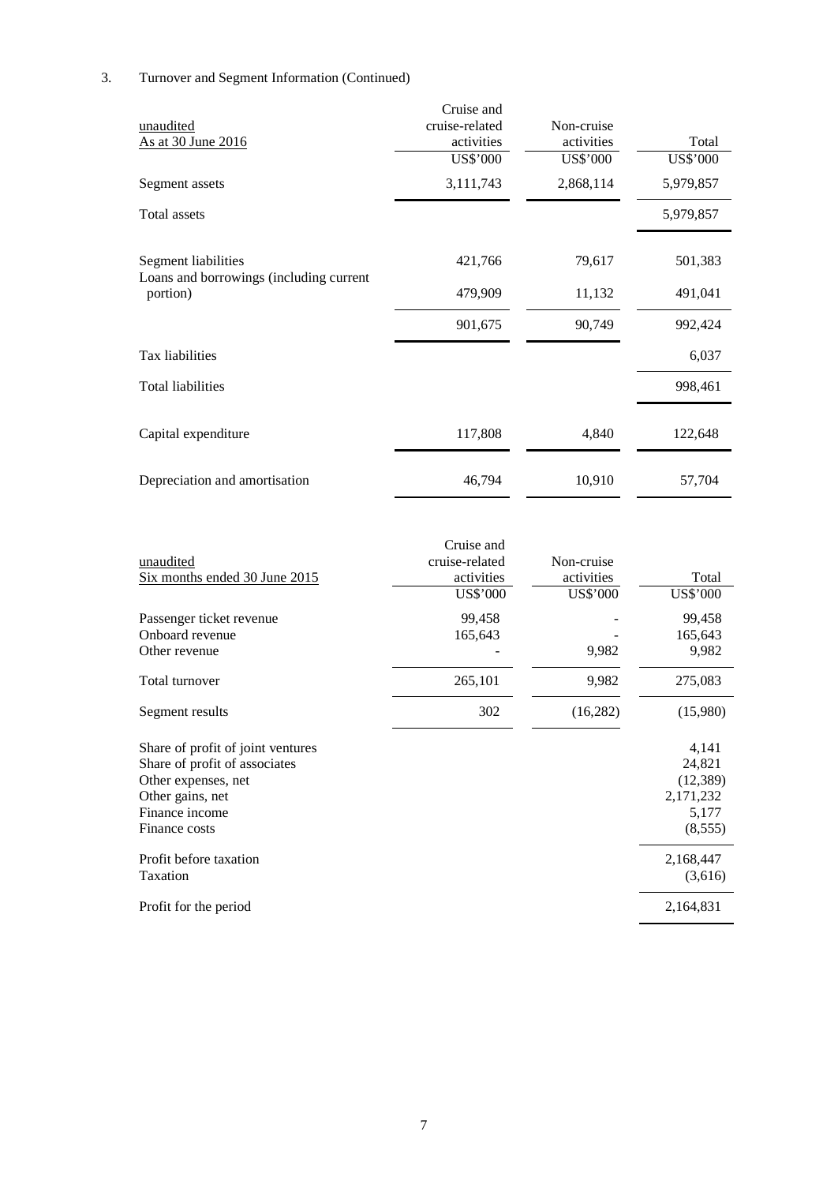3. Turnover and Segment Information (Continued)

| unaudited<br>As at 30 June 2016 | Cruise and cruise-related activities<br>US$'000 | Non-cruise activities<br>US$'000 | Total<br>US$'000 |
|---|---|---|---|
| Segment assets | 3,111,743 | 2,868,114 | 5,979,857 |
| Total assets | | | 5,979,857 |
| Segment liabilities | 421,766 | 79,617 | 501,383 |
| Loans and borrowings (including current portion) | 479,909 | 11,132 | 491,041 |
| | 901,675 | 90,749 | 992,424 |
| Tax liabilities | | | 6,037 |
| Total liabilities | | | 998,461 |
| Capital expenditure | 117,808 | 4,840 | 122,648 |
| Depreciation and amortisation | 46,794 | 10,910 | 57,704 |

| unaudited<br>Six months ended 30 June 2015 | Cruise and cruise-related activities<br>US$'000 | Non-cruise activities<br>US$'000 | Total<br>US$'000 |
|---|---|---|---|
| Passenger ticket revenue | 99,458 | - | 99,458 |
| Onboard revenue | 165,643 | - | 165,643 |
| Other revenue | - | 9,982 | 9,982 |
| Total turnover | 265,101 | 9,982 | 275,083 |
| Segment results | 302 | (16,282) | (15,980) |
| Share of profit of joint ventures | | | 4,141 |
| Share of profit of associates | | | 24,821 |
| Other expenses, net | | | (12,389) |
| Other gains, net | | | 2,171,232 |
| Finance income | | | 5,177 |
| Finance costs | | | (8,555) |
| Profit before taxation | | | 2,168,447 |
| Taxation | | | (3,616) |
| Profit for the period | | | 2,164,831 |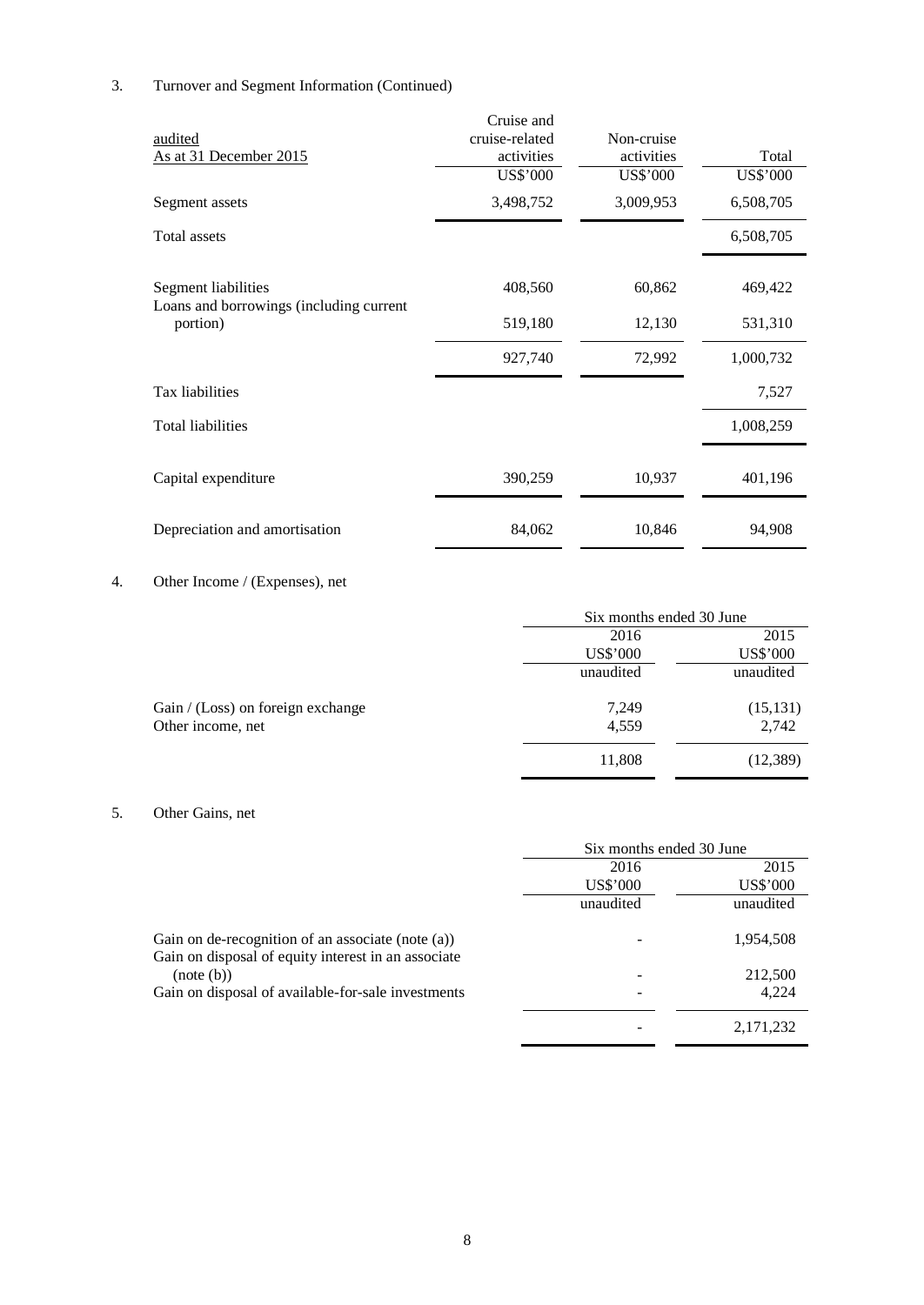3. Turnover and Segment Information (Continued)

| audited<br>As at 31 December 2015 | Cruise and cruise-related activities<br>US$'000 | Non-cruise activities<br>US$'000 | Total<br>US$'000 |
|---|---|---|---|
| Segment assets | 3,498,752 | 3,009,953 | 6,508,705 |
| Total assets | | | 6,508,705 |
| Segment liabilities | 408,560 | 60,862 | 469,422 |
| Loans and borrowings (including current portion) | 519,180 | 12,130 | 531,310 |
| | 927,740 | 72,992 | 1,000,732 |
| Tax liabilities | | | 7,527 |
| Total liabilities | | | 1,008,259 |
| Capital expenditure | 390,259 | 10,937 | 401,196 |
| Depreciation and amortisation | 84,062 | 10,846 | 94,908 |

4. Other Income / (Expenses), net

| | Six months ended 30 June | |
|---|---|---|
| | 2016<br>US$'000<br>unaudited | 2015<br>US$'000<br>unaudited |
| Gain / (Loss) on foreign exchange | 7,249 | (15,131) |
| Other income, net | 4,559 | 2,742 |
| | 11,808 | (12,389) |

5. Other Gains, net

| | Six months ended 30 June | |
|---|---|---|
| | 2016<br>US$'000<br>unaudited | 2015<br>US$'000<br>unaudited |
| Gain on de-recognition of an associate (note (a)) | - | 1,954,508 |
| Gain on disposal of equity interest in an associate (note (b)) | - | 212,500 |
| Gain on disposal of available-for-sale investments | - | 4,224 |
| | - | 2,171,232 |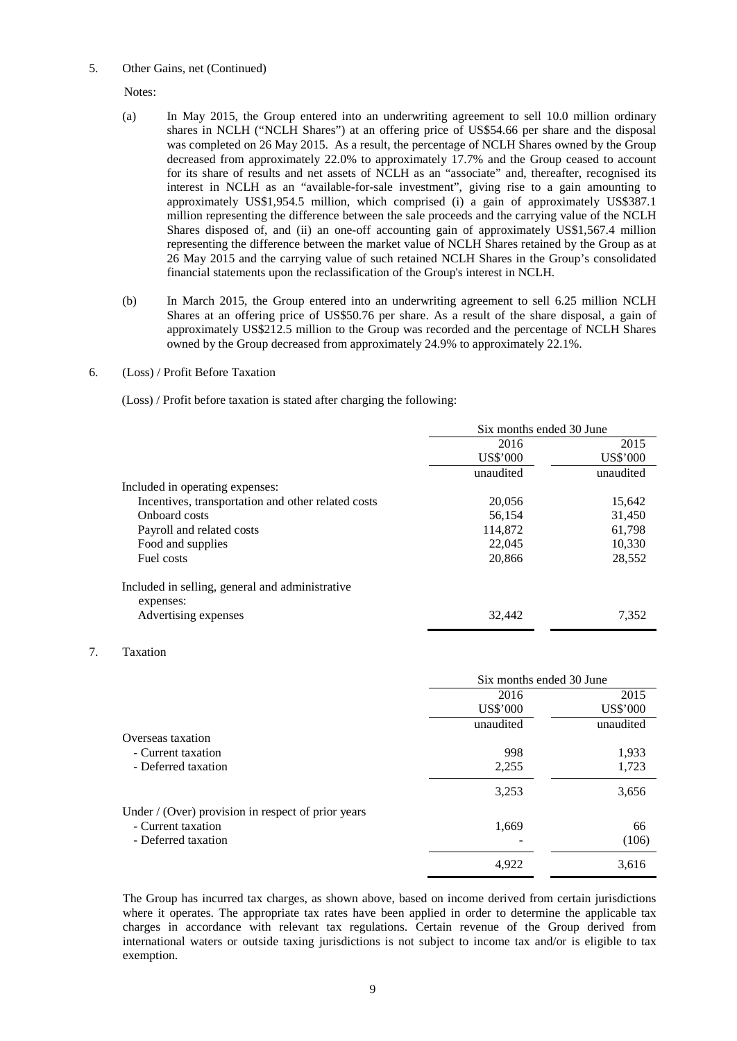5. Other Gains, net (Continued)

Notes:

(a) In May 2015, the Group entered into an underwriting agreement to sell 10.0 million ordinary shares in NCLH ("NCLH Shares") at an offering price of US$54.66 per share and the disposal was completed on 26 May 2015. As a result, the percentage of NCLH Shares owned by the Group decreased from approximately 22.0% to approximately 17.7% and the Group ceased to account for its share of results and net assets of NCLH as an "associate" and, thereafter, recognised its interest in NCLH as an "available-for-sale investment", giving rise to a gain amounting to approximately US$1,954.5 million, which comprised (i) a gain of approximately US$387.1 million representing the difference between the sale proceeds and the carrying value of the NCLH Shares disposed of, and (ii) an one-off accounting gain of approximately US$1,567.4 million representing the difference between the market value of NCLH Shares retained by the Group as at 26 May 2015 and the carrying value of such retained NCLH Shares in the Group's consolidated financial statements upon the reclassification of the Group's interest in NCLH.

(b) In March 2015, the Group entered into an underwriting agreement to sell 6.25 million NCLH Shares at an offering price of US$50.76 per share. As a result of the share disposal, a gain of approximately US$212.5 million to the Group was recorded and the percentage of NCLH Shares owned by the Group decreased from approximately 24.9% to approximately 22.1%.

6. (Loss) / Profit Before Taxation

(Loss) / Profit before taxation is stated after charging the following:

| | Six months ended 30 June | |
|---|---|---|
| | 2016 | 2015 |
| | US$'000 | US$'000 |
| | unaudited | unaudited |
| Included in operating expenses: | | |
| Incentives, transportation and other related costs | 20,056 | 15,642 |
| Onboard costs | 56,154 | 31,450 |
| Payroll and related costs | 114,872 | 61,798 |
| Food and supplies | 22,045 | 10,330 |
| Fuel costs | 20,866 | 28,552 |
| Included in selling, general and administrative expenses: | | |
| Advertising expenses | 32,442 | 7,352 |

7. Taxation

| | Six months ended 30 June | |
|---|---|---|
| | 2016 | 2015 |
| | US$'000 | US$'000 |
| | unaudited | unaudited |
| Overseas taxation | | |
| - Current taxation | 998 | 1,933 |
| - Deferred taxation | 2,255 | 1,723 |
| | 3,253 | 3,656 |
| Under / (Over) provision in respect of prior years | | |
| - Current taxation | 1,669 | 66 |
| - Deferred taxation | - | (106) |
| | 4,922 | 3,616 |

The Group has incurred tax charges, as shown above, based on income derived from certain jurisdictions where it operates. The appropriate tax rates have been applied in order to determine the applicable tax charges in accordance with relevant tax regulations. Certain revenue of the Group derived from international waters or outside taxing jurisdictions is not subject to income tax and/or is eligible to tax exemption.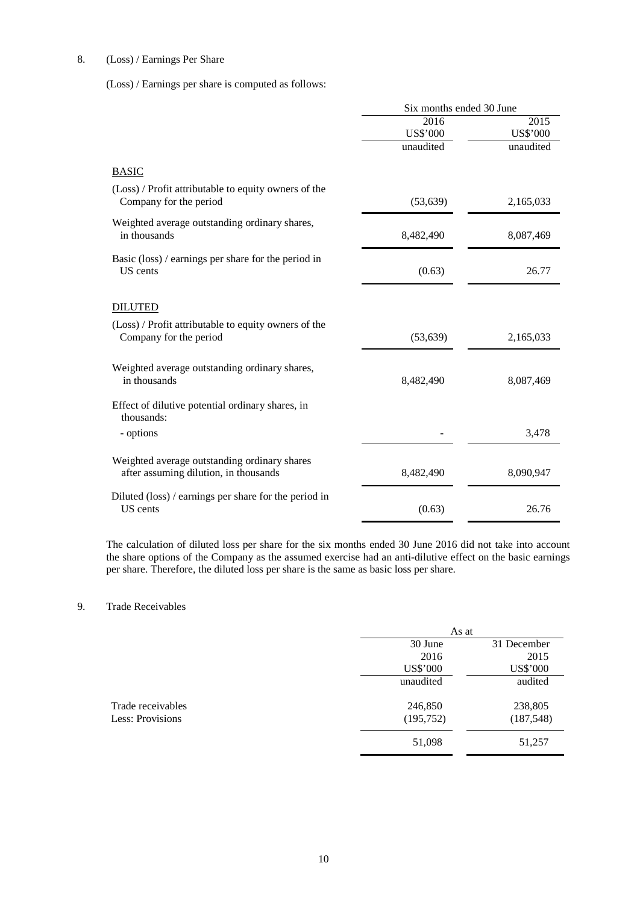## 8. (Loss) / Earnings Per Share

(Loss) / Earnings per share is computed as follows:

| | Six months ended 30 June | |
|---|---|---|
| | 2016 | 2015 |
| | US$'000 | US$'000 |
| | unaudited | unaudited |
| BASIC | | |
| (Loss) / Profit attributable to equity owners of the Company for the period | (53,639) | 2,165,033 |
| Weighted average outstanding ordinary shares, in thousands | 8,482,490 | 8,087,469 |
| Basic (loss) / earnings per share for the period in US cents | (0.63) | 26.77 |
| DILUTED | | |
| (Loss) / Profit attributable to equity owners of the Company for the period | (53,639) | 2,165,033 |
| Weighted average outstanding ordinary shares, in thousands | 8,482,490 | 8,087,469 |
| Effect of dilutive potential ordinary shares, in thousands: | | |
| - options | - | 3,478 |
| Weighted average outstanding ordinary shares after assuming dilution, in thousands | 8,482,490 | 8,090,947 |
| Diluted (loss) / earnings per share for the period in US cents | (0.63) | 26.76 |

The calculation of diluted loss per share for the six months ended 30 June 2016 did not take into account the share options of the Company as the assumed exercise had an anti-dilutive effect on the basic earnings per share. Therefore, the diluted loss per share is the same as basic loss per share.

## 9. Trade Receivables

| | As at | |
|---|---|---|
| | 30 June 2016 | 31 December 2015 |
| | US$'000 | US$'000 |
| | unaudited | audited |
| Trade receivables | 246,850 | 238,805 |
| Less: Provisions | (195,752) | (187,548) |
| | 51,098 | 51,257 |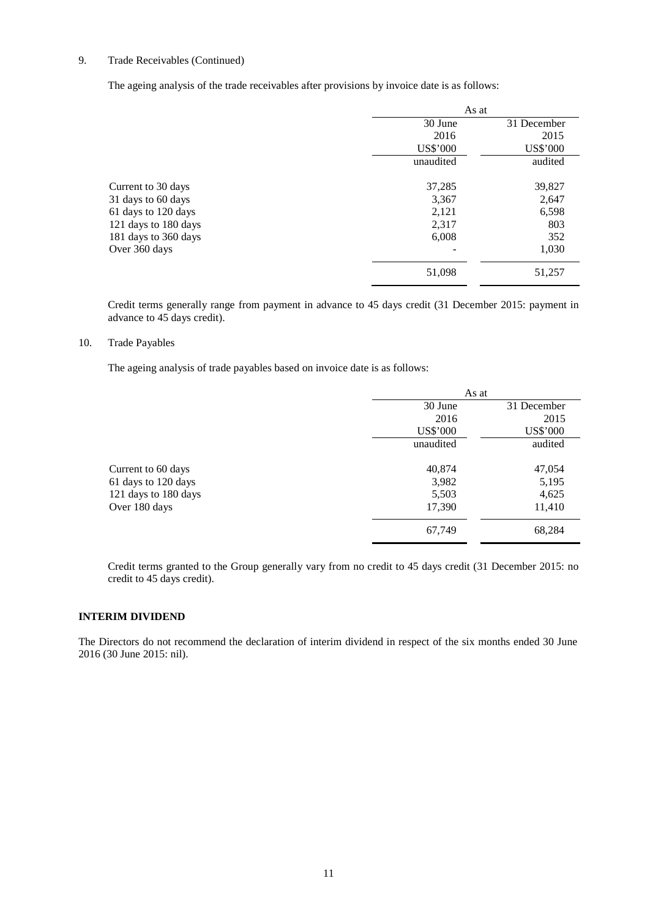9. Trade Receivables (Continued)

The ageing analysis of the trade receivables after provisions by invoice date is as follows:

| | As at | |
|---|---|---|
| | 30 June 2016 | 31 December 2015 |
| | US$'000 | US$'000 |
| | unaudited | audited |
| Current to 30 days | 37,285 | 39,827 |
| 31 days to 60 days | 3,367 | 2,647 |
| 61 days to 120 days | 2,121 | 6,598 |
| 121 days to 180 days | 2,317 | 803 |
| 181 days to 360 days | 6,008 | 352 |
| Over 360 days | - | 1,030 |
| | 51,098 | 51,257 |

Credit terms generally range from payment in advance to 45 days credit (31 December 2015: payment in advance to 45 days credit).

10. Trade Payables

The ageing analysis of trade payables based on invoice date is as follows:

| | As at | |
|---|---|---|
| | 30 June 2016 | 31 December 2015 |
| | US$'000 | US$'000 |
| | unaudited | audited |
| Current to 60 days | 40,874 | 47,054 |
| 61 days to 120 days | 3,982 | 5,195 |
| 121 days to 180 days | 5,503 | 4,625 |
| Over 180 days | 17,390 | 11,410 |
| | 67,749 | 68,284 |

Credit terms granted to the Group generally vary from no credit to 45 days credit (31 December 2015: no credit to 45 days credit).

**INTERIM DIVIDEND**

The Directors do not recommend the declaration of interim dividend in respect of the six months ended 30 June 2016 (30 June 2015: nil).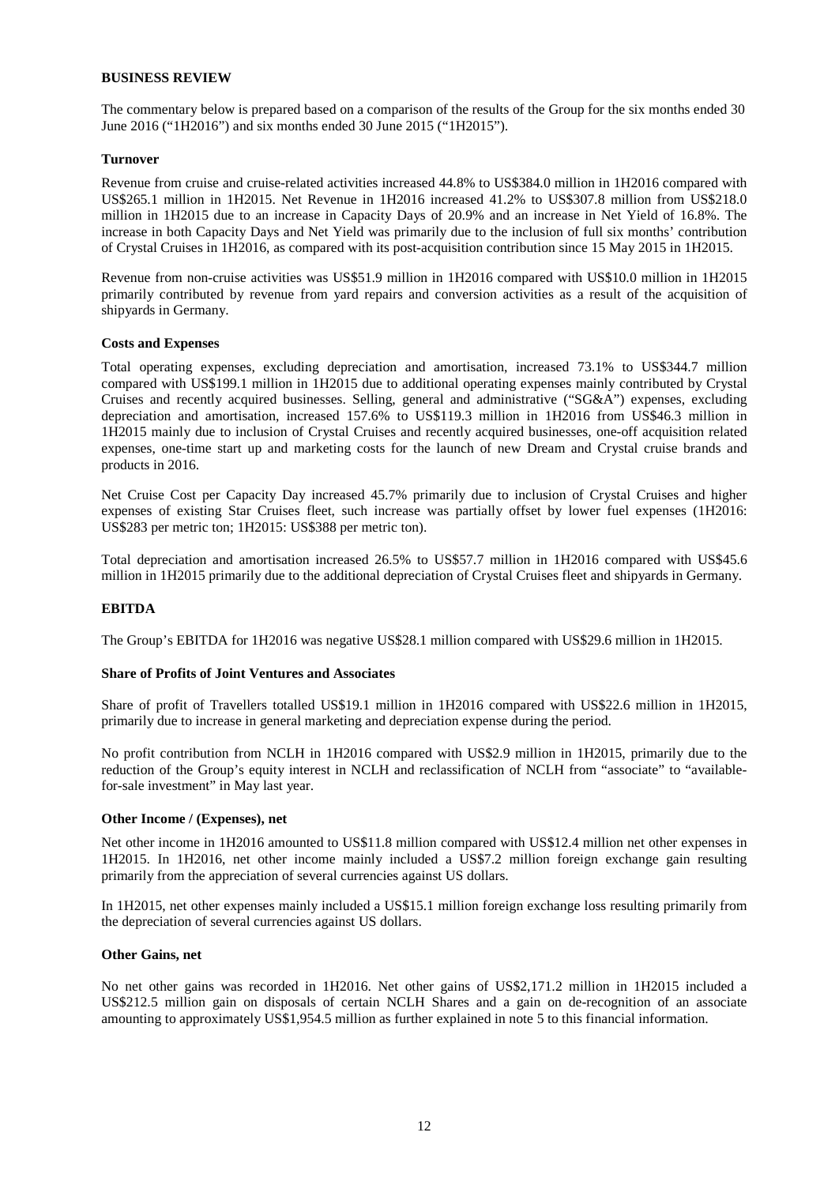## BUSINESS REVIEW

The commentary below is prepared based on a comparison of the results of the Group for the six months ended 30 June 2016 ("1H2016") and six months ended 30 June 2015 ("1H2015").

### Turnover

Revenue from cruise and cruise-related activities increased 44.8% to US$384.0 million in 1H2016 compared with US$265.1 million in 1H2015. Net Revenue in 1H2016 increased 41.2% to US$307.8 million from US$218.0 million in 1H2015 due to an increase in Capacity Days of 20.9% and an increase in Net Yield of 16.8%. The increase in both Capacity Days and Net Yield was primarily due to the inclusion of full six months' contribution of Crystal Cruises in 1H2016, as compared with its post-acquisition contribution since 15 May 2015 in 1H2015.

Revenue from non-cruise activities was US$51.9 million in 1H2016 compared with US$10.0 million in 1H2015 primarily contributed by revenue from yard repairs and conversion activities as a result of the acquisition of shipyards in Germany.

### Costs and Expenses

Total operating expenses, excluding depreciation and amortisation, increased 73.1% to US$344.7 million compared with US$199.1 million in 1H2015 due to additional operating expenses mainly contributed by Crystal Cruises and recently acquired businesses. Selling, general and administrative ("SG&A") expenses, excluding depreciation and amortisation, increased 157.6% to US$119.3 million in 1H2016 from US$46.3 million in 1H2015 mainly due to inclusion of Crystal Cruises and recently acquired businesses, one-off acquisition related expenses, one-time start up and marketing costs for the launch of new Dream and Crystal cruise brands and products in 2016.

Net Cruise Cost per Capacity Day increased 45.7% primarily due to inclusion of Crystal Cruises and higher expenses of existing Star Cruises fleet, such increase was partially offset by lower fuel expenses (1H2016: US$283 per metric ton; 1H2015: US$388 per metric ton).

Total depreciation and amortisation increased 26.5% to US$57.7 million in 1H2016 compared with US$45.6 million in 1H2015 primarily due to the additional depreciation of Crystal Cruises fleet and shipyards in Germany.

## EBITDA

The Group's EBITDA for 1H2016 was negative US$28.1 million compared with US$29.6 million in 1H2015.

### Share of Profits of Joint Ventures and Associates

Share of profit of Travellers totalled US$19.1 million in 1H2016 compared with US$22.6 million in 1H2015, primarily due to increase in general marketing and depreciation expense during the period.

No profit contribution from NCLH in 1H2016 compared with US$2.9 million in 1H2015, primarily due to the reduction of the Group's equity interest in NCLH and reclassification of NCLH from "associate" to "available-for-sale investment" in May last year.

### Other Income / (Expenses), net

Net other income in 1H2016 amounted to US$11.8 million compared with US$12.4 million net other expenses in 1H2015. In 1H2016, net other income mainly included a US$7.2 million foreign exchange gain resulting primarily from the appreciation of several currencies against US dollars.

In 1H2015, net other expenses mainly included a US$15.1 million foreign exchange loss resulting primarily from the depreciation of several currencies against US dollars.

### Other Gains, net

No net other gains was recorded in 1H2016. Net other gains of US$2,171.2 million in 1H2015 included a US$212.5 million gain on disposals of certain NCLH Shares and a gain on de-recognition of an associate amounting to approximately US$1,954.5 million as further explained in note 5 to this financial information.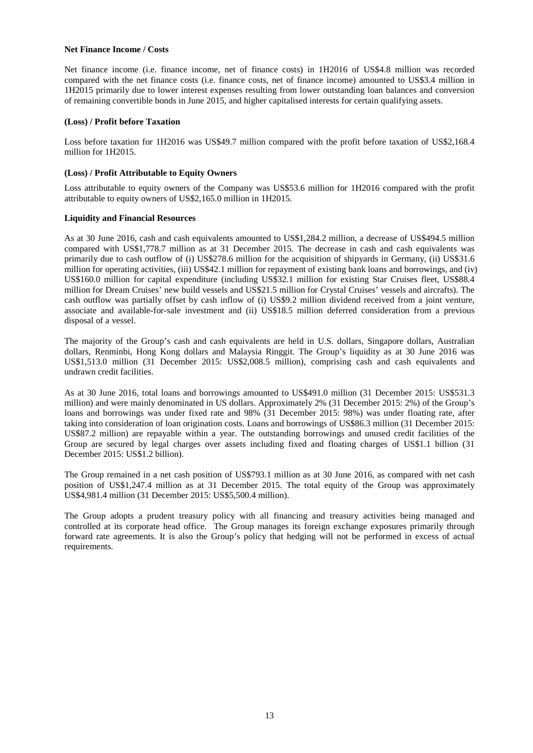**Net Finance Income / Costs**

Net finance income (i.e. finance income, net of finance costs) in 1H2016 of US$4.8 million was recorded compared with the net finance costs (i.e. finance costs, net of finance income) amounted to US$3.4 million in 1H2015 primarily due to lower interest expenses resulting from lower outstanding loan balances and conversion of remaining convertible bonds in June 2015, and higher capitalised interests for certain qualifying assets.

**(Loss) / Profit before Taxation**

Loss before taxation for 1H2016 was US$49.7 million compared with the profit before taxation of US$2,168.4 million for 1H2015.

**(Loss) / Profit Attributable to Equity Owners**

Loss attributable to equity owners of the Company was US$53.6 million for 1H2016 compared with the profit attributable to equity owners of US$2,165.0 million in 1H2015.

**Liquidity and Financial Resources**

As at 30 June 2016, cash and cash equivalents amounted to US$1,284.2 million, a decrease of US$494.5 million compared with US$1,778.7 million as at 31 December 2015. The decrease in cash and cash equivalents was primarily due to cash outflow of (i) US$278.6 million for the acquisition of shipyards in Germany, (ii) US$31.6 million for operating activities, (iii) US$42.1 million for repayment of existing bank loans and borrowings, and (iv) US$160.0 million for capital expenditure (including US$32.1 million for existing Star Cruises fleet, US$88.4 million for Dream Cruises' new build vessels and US$21.5 million for Crystal Cruises' vessels and aircrafts). The cash outflow was partially offset by cash inflow of (i) US$9.2 million dividend received from a joint venture, associate and available-for-sale investment and (ii) US$18.5 million deferred consideration from a previous disposal of a vessel.

The majority of the Group's cash and cash equivalents are held in U.S. dollars, Singapore dollars, Australian dollars, Renminbi, Hong Kong dollars and Malaysia Ringgit. The Group's liquidity as at 30 June 2016 was US$1,513.0 million (31 December 2015: US$2,008.5 million), comprising cash and cash equivalents and undrawn credit facilities.

As at 30 June 2016, total loans and borrowings amounted to US$491.0 million (31 December 2015: US$531.3 million) and were mainly denominated in US dollars. Approximately 2% (31 December 2015: 2%) of the Group's loans and borrowings was under fixed rate and 98% (31 December 2015: 98%) was under floating rate, after taking into consideration of loan origination costs. Loans and borrowings of US$86.3 million (31 December 2015: US$87.2 million) are repayable within a year. The outstanding borrowings and unused credit facilities of the Group are secured by legal charges over assets including fixed and floating charges of US$1.1 billion (31 December 2015: US$1.2 billion).

The Group remained in a net cash position of US$793.1 million as at 30 June 2016, as compared with net cash position of US$1,247.4 million as at 31 December 2015. The total equity of the Group was approximately US$4,981.4 million (31 December 2015: US$5,500.4 million).

The Group adopts a prudent treasury policy with all financing and treasury activities being managed and controlled at its corporate head office. The Group manages its foreign exchange exposures primarily through forward rate agreements. It is also the Group's policy that hedging will not be performed in excess of actual requirements.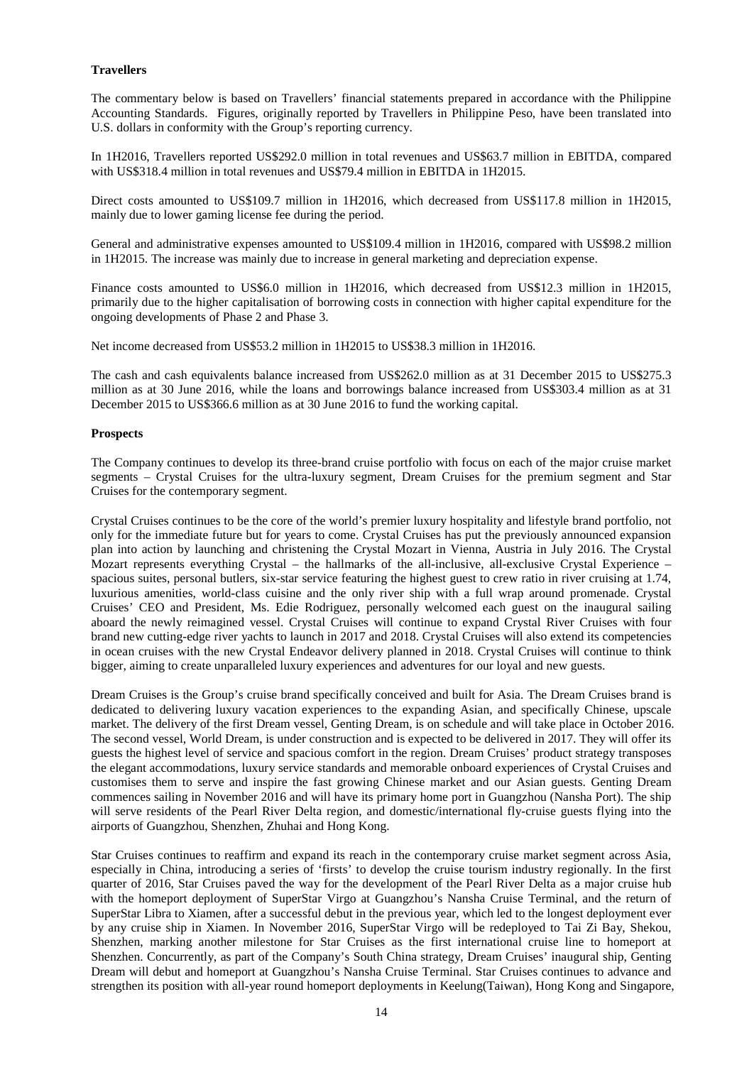**Travellers**

The commentary below is based on Travellers' financial statements prepared in accordance with the Philippine Accounting Standards. Figures, originally reported by Travellers in Philippine Peso, have been translated into U.S. dollars in conformity with the Group's reporting currency.

In 1H2016, Travellers reported US$292.0 million in total revenues and US$63.7 million in EBITDA, compared with US$318.4 million in total revenues and US$79.4 million in EBITDA in 1H2015.

Direct costs amounted to US$109.7 million in 1H2016, which decreased from US$117.8 million in 1H2015, mainly due to lower gaming license fee during the period.

General and administrative expenses amounted to US$109.4 million in 1H2016, compared with US$98.2 million in 1H2015. The increase was mainly due to increase in general marketing and depreciation expense.

Finance costs amounted to US$6.0 million in 1H2016, which decreased from US$12.3 million in 1H2015, primarily due to the higher capitalisation of borrowing costs in connection with higher capital expenditure for the ongoing developments of Phase 2 and Phase 3.

Net income decreased from US$53.2 million in 1H2015 to US$38.3 million in 1H2016.

The cash and cash equivalents balance increased from US$262.0 million as at 31 December 2015 to US$275.3 million as at 30 June 2016, while the loans and borrowings balance increased from US$303.4 million as at 31 December 2015 to US$366.6 million as at 30 June 2016 to fund the working capital.

**Prospects**

The Company continues to develop its three-brand cruise portfolio with focus on each of the major cruise market segments – Crystal Cruises for the ultra-luxury segment, Dream Cruises for the premium segment and Star Cruises for the contemporary segment.

Crystal Cruises continues to be the core of the world's premier luxury hospitality and lifestyle brand portfolio, not only for the immediate future but for years to come. Crystal Cruises has put the previously announced expansion plan into action by launching and christening the Crystal Mozart in Vienna, Austria in July 2016. The Crystal Mozart represents everything Crystal – the hallmarks of the all-inclusive, all-exclusive Crystal Experience – spacious suites, personal butlers, six-star service featuring the highest guest to crew ratio in river cruising at 1.74, luxurious amenities, world-class cuisine and the only river ship with a full wrap around promenade. Crystal Cruises' CEO and President, Ms. Edie Rodriguez, personally welcomed each guest on the inaugural sailing aboard the newly reimagined vessel. Crystal Cruises will continue to expand Crystal River Cruises with four brand new cutting-edge river yachts to launch in 2017 and 2018. Crystal Cruises will also extend its competencies in ocean cruises with the new Crystal Endeavor delivery planned in 2018. Crystal Cruises will continue to think bigger, aiming to create unparalleled luxury experiences and adventures for our loyal and new guests.

Dream Cruises is the Group's cruise brand specifically conceived and built for Asia. The Dream Cruises brand is dedicated to delivering luxury vacation experiences to the expanding Asian, and specifically Chinese, upscale market. The delivery of the first Dream vessel, Genting Dream, is on schedule and will take place in October 2016. The second vessel, World Dream, is under construction and is expected to be delivered in 2017. They will offer its guests the highest level of service and spacious comfort in the region. Dream Cruises' product strategy transposes the elegant accommodations, luxury service standards and memorable onboard experiences of Crystal Cruises and customises them to serve and inspire the fast growing Chinese market and our Asian guests. Genting Dream commences sailing in November 2016 and will have its primary home port in Guangzhou (Nansha Port). The ship will serve residents of the Pearl River Delta region, and domestic/international fly-cruise guests flying into the airports of Guangzhou, Shenzhen, Zhuhai and Hong Kong.

Star Cruises continues to reaffirm and expand its reach in the contemporary cruise market segment across Asia, especially in China, introducing a series of 'firsts' to develop the cruise tourism industry regionally. In the first quarter of 2016, Star Cruises paved the way for the development of the Pearl River Delta as a major cruise hub with the homeport deployment of SuperStar Virgo at Guangzhou's Nansha Cruise Terminal, and the return of SuperStar Libra to Xiamen, after a successful debut in the previous year, which led to the longest deployment ever by any cruise ship in Xiamen. In November 2016, SuperStar Virgo will be redeployed to Tai Zi Bay, Shekou, Shenzhen, marking another milestone for Star Cruises as the first international cruise line to homeport at Shenzhen. Concurrently, as part of the Company's South China strategy, Dream Cruises' inaugural ship, Genting Dream will debut and homeport at Guangzhou's Nansha Cruise Terminal. Star Cruises continues to advance and strengthen its position with all-year round homeport deployments in Keelung(Taiwan), Hong Kong and Singapore,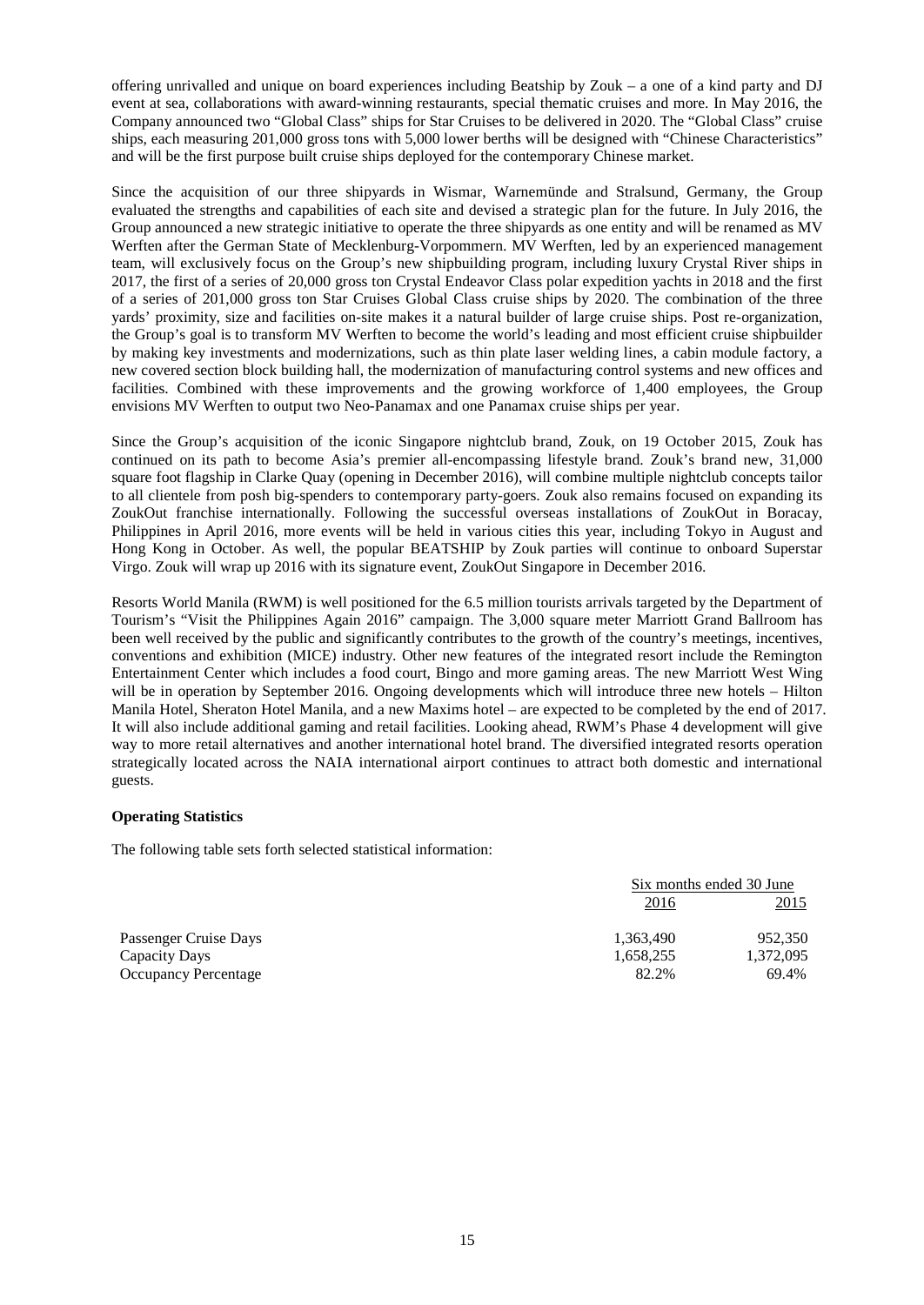offering unrivalled and unique on board experiences including Beatship by Zouk – a one of a kind party and DJ event at sea, collaborations with award-winning restaurants, special thematic cruises and more. In May 2016, the Company announced two "Global Class" ships for Star Cruises to be delivered in 2020. The "Global Class" cruise ships, each measuring 201,000 gross tons with 5,000 lower berths will be designed with "Chinese Characteristics" and will be the first purpose built cruise ships deployed for the contemporary Chinese market.

Since the acquisition of our three shipyards in Wismar, Warnemünde and Stralsund, Germany, the Group evaluated the strengths and capabilities of each site and devised a strategic plan for the future. In July 2016, the Group announced a new strategic initiative to operate the three shipyards as one entity and will be renamed as MV Werften after the German State of Mecklenburg-Vorpommern. MV Werften, led by an experienced management team, will exclusively focus on the Group's new shipbuilding program, including luxury Crystal River ships in 2017, the first of a series of 20,000 gross ton Crystal Endeavor Class polar expedition yachts in 2018 and the first of a series of 201,000 gross ton Star Cruises Global Class cruise ships by 2020. The combination of the three yards' proximity, size and facilities on-site makes it a natural builder of large cruise ships. Post re-organization, the Group's goal is to transform MV Werften to become the world's leading and most efficient cruise shipbuilder by making key investments and modernizations, such as thin plate laser welding lines, a cabin module factory, a new covered section block building hall, the modernization of manufacturing control systems and new offices and facilities. Combined with these improvements and the growing workforce of 1,400 employees, the Group envisions MV Werften to output two Neo-Panamax and one Panamax cruise ships per year.

Since the Group's acquisition of the iconic Singapore nightclub brand, Zouk, on 19 October 2015, Zouk has continued on its path to become Asia's premier all-encompassing lifestyle brand. Zouk's brand new, 31,000 square foot flagship in Clarke Quay (opening in December 2016), will combine multiple nightclub concepts tailor to all clientele from posh big-spenders to contemporary party-goers. Zouk also remains focused on expanding its ZoukOut franchise internationally. Following the successful overseas installations of ZoukOut in Boracay, Philippines in April 2016, more events will be held in various cities this year, including Tokyo in August and Hong Kong in October. As well, the popular BEATSHIP by Zouk parties will continue to onboard Superstar Virgo. Zouk will wrap up 2016 with its signature event, ZoukOut Singapore in December 2016.

Resorts World Manila (RWM) is well positioned for the 6.5 million tourists arrivals targeted by the Department of Tourism's "Visit the Philippines Again 2016" campaign. The 3,000 square meter Marriott Grand Ballroom has been well received by the public and significantly contributes to the growth of the country's meetings, incentives, conventions and exhibition (MICE) industry. Other new features of the integrated resort include the Remington Entertainment Center which includes a food court, Bingo and more gaming areas. The new Marriott West Wing will be in operation by September 2016. Ongoing developments which will introduce three new hotels – Hilton Manila Hotel, Sheraton Hotel Manila, and a new Maxims hotel – are expected to be completed by the end of 2017. It will also include additional gaming and retail facilities. Looking ahead, RWM's Phase 4 development will give way to more retail alternatives and another international hotel brand. The diversified integrated resorts operation strategically located across the NAIA international airport continues to attract both domestic and international guests.

**Operating Statistics**

The following table sets forth selected statistical information:

| | Six months ended 30 June | |
|---|---|---|
| | 2016 | 2015 |
| Passenger Cruise Days | 1,363,490 | 952,350 |
| Capacity Days | 1,658,255 | 1,372,095 |
| Occupancy Percentage | 82.2% | 69.4% |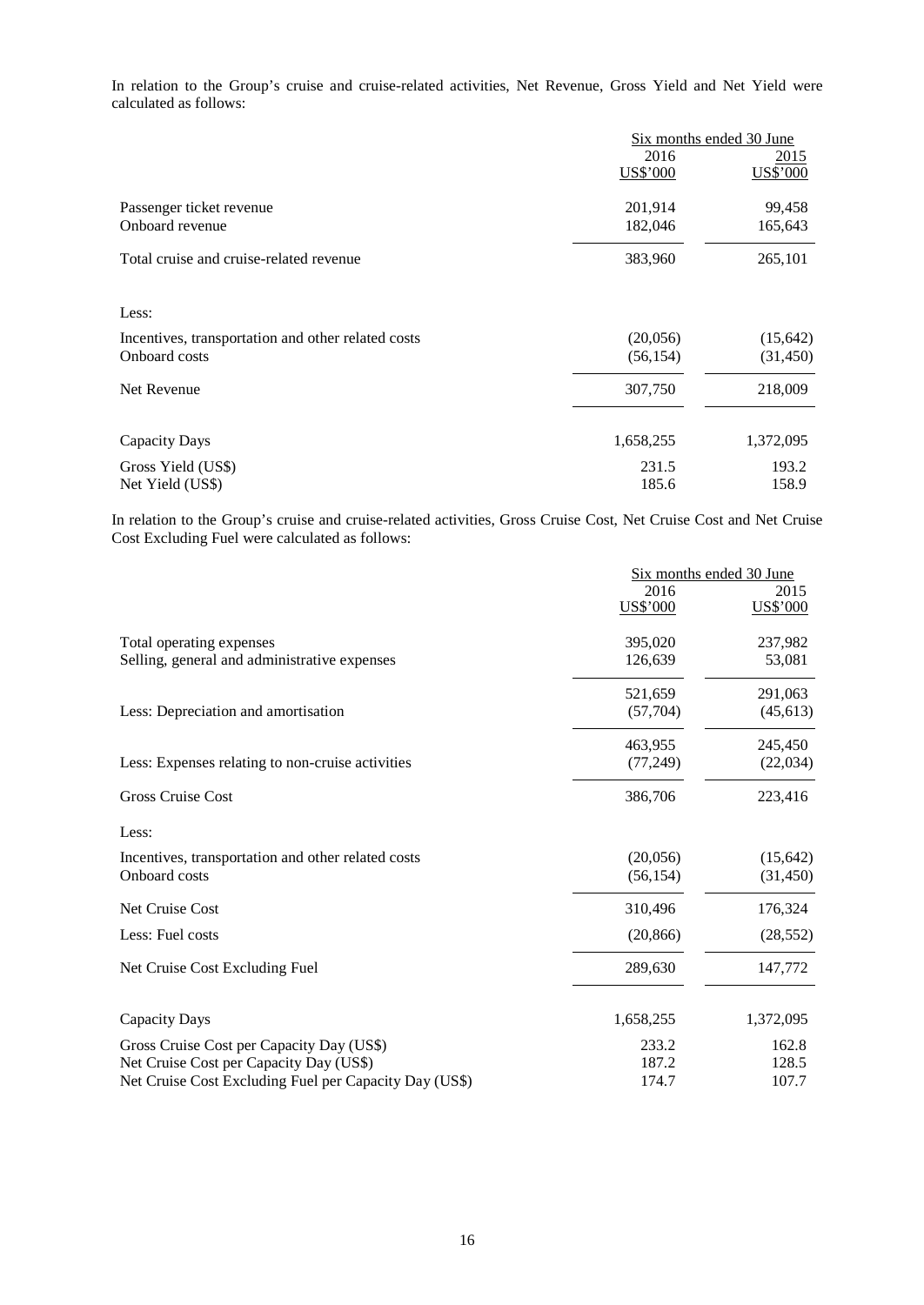In relation to the Group's cruise and cruise-related activities, Net Revenue, Gross Yield and Net Yield were calculated as follows:

| | Six months ended 30 June | |
|---|---|---|
| | 2016 | 2015 |
| | US$'000 | US$'000 |
| Passenger ticket revenue | 201,914 | 99,458 |
| Onboard revenue | 182,046 | 165,643 |
| Total cruise and cruise-related revenue | 383,960 | 265,101 |
| Less: | | |
| Incentives, transportation and other related costs | (20,056) | (15,642) |
| Onboard costs | (56,154) | (31,450) |
| Net Revenue | 307,750 | 218,009 |
| Capacity Days | 1,658,255 | 1,372,095 |
| Gross Yield (US$) | 231.5 | 193.2 |
| Net Yield (US$) | 185.6 | 158.9 |

In relation to the Group's cruise and cruise-related activities, Gross Cruise Cost, Net Cruise Cost and Net Cruise Cost Excluding Fuel were calculated as follows:

| | Six months ended 30 June | |
|---|---|---|
| | 2016 | 2015 |
| | US$'000 | US$'000 |
| Total operating expenses | 395,020 | 237,982 |
| Selling, general and administrative expenses | 126,639 | 53,081 |
| | 521,659 | 291,063 |
| Less: Depreciation and amortisation | (57,704) | (45,613) |
| | 463,955 | 245,450 |
| Less: Expenses relating to non-cruise activities | (77,249) | (22,034) |
| Gross Cruise Cost | 386,706 | 223,416 |
| Less: | | |
| Incentives, transportation and other related costs | (20,056) | (15,642) |
| Onboard costs | (56,154) | (31,450) |
| Net Cruise Cost | 310,496 | 176,324 |
| Less: Fuel costs | (20,866) | (28,552) |
| Net Cruise Cost Excluding Fuel | 289,630 | 147,772 |
| Capacity Days | 1,658,255 | 1,372,095 |
| Gross Cruise Cost per Capacity Day (US$) | 233.2 | 162.8 |
| Net Cruise Cost per Capacity Day (US$) | 187.2 | 128.5 |
| Net Cruise Cost Excluding Fuel per Capacity Day (US$) | 174.7 | 107.7 |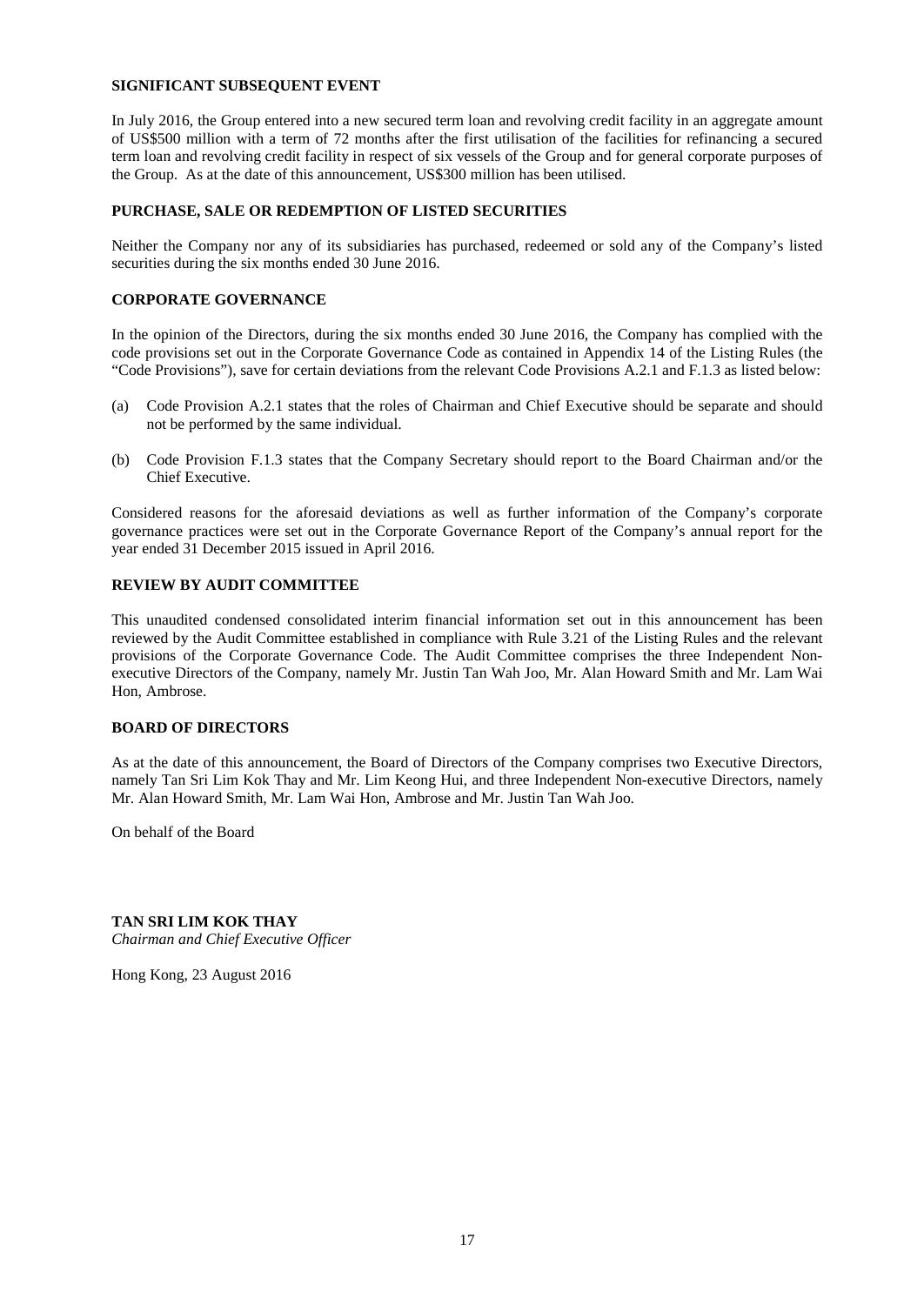## SIGNIFICANT SUBSEQUENT EVENT

In July 2016, the Group entered into a new secured term loan and revolving credit facility in an aggregate amount of US$500 million with a term of 72 months after the first utilisation of the facilities for refinancing a secured term loan and revolving credit facility in respect of six vessels of the Group and for general corporate purposes of the Group. As at the date of this announcement, US$300 million has been utilised.

## PURCHASE, SALE OR REDEMPTION OF LISTED SECURITIES

Neither the Company nor any of its subsidiaries has purchased, redeemed or sold any of the Company's listed securities during the six months ended 30 June 2016.

## CORPORATE GOVERNANCE

In the opinion of the Directors, during the six months ended 30 June 2016, the Company has complied with the code provisions set out in the Corporate Governance Code as contained in Appendix 14 of the Listing Rules (the "Code Provisions"), save for certain deviations from the relevant Code Provisions A.2.1 and F.1.3 as listed below:

(a) Code Provision A.2.1 states that the roles of Chairman and Chief Executive should be separate and should not be performed by the same individual.

(b) Code Provision F.1.3 states that the Company Secretary should report to the Board Chairman and/or the Chief Executive.

Considered reasons for the aforesaid deviations as well as further information of the Company's corporate governance practices were set out in the Corporate Governance Report of the Company's annual report for the year ended 31 December 2015 issued in April 2016.

## REVIEW BY AUDIT COMMITTEE

This unaudited condensed consolidated interim financial information set out in this announcement has been reviewed by the Audit Committee established in compliance with Rule 3.21 of the Listing Rules and the relevant provisions of the Corporate Governance Code. The Audit Committee comprises the three Independent Non-executive Directors of the Company, namely Mr. Justin Tan Wah Joo, Mr. Alan Howard Smith and Mr. Lam Wai Hon, Ambrose.

## BOARD OF DIRECTORS

As at the date of this announcement, the Board of Directors of the Company comprises two Executive Directors, namely Tan Sri Lim Kok Thay and Mr. Lim Keong Hui, and three Independent Non-executive Directors, namely Mr. Alan Howard Smith, Mr. Lam Wai Hon, Ambrose and Mr. Justin Tan Wah Joo.

On behalf of the Board

**TAN SRI LIM KOK THAY**
*Chairman and Chief Executive Officer*

Hong Kong, 23 August 2016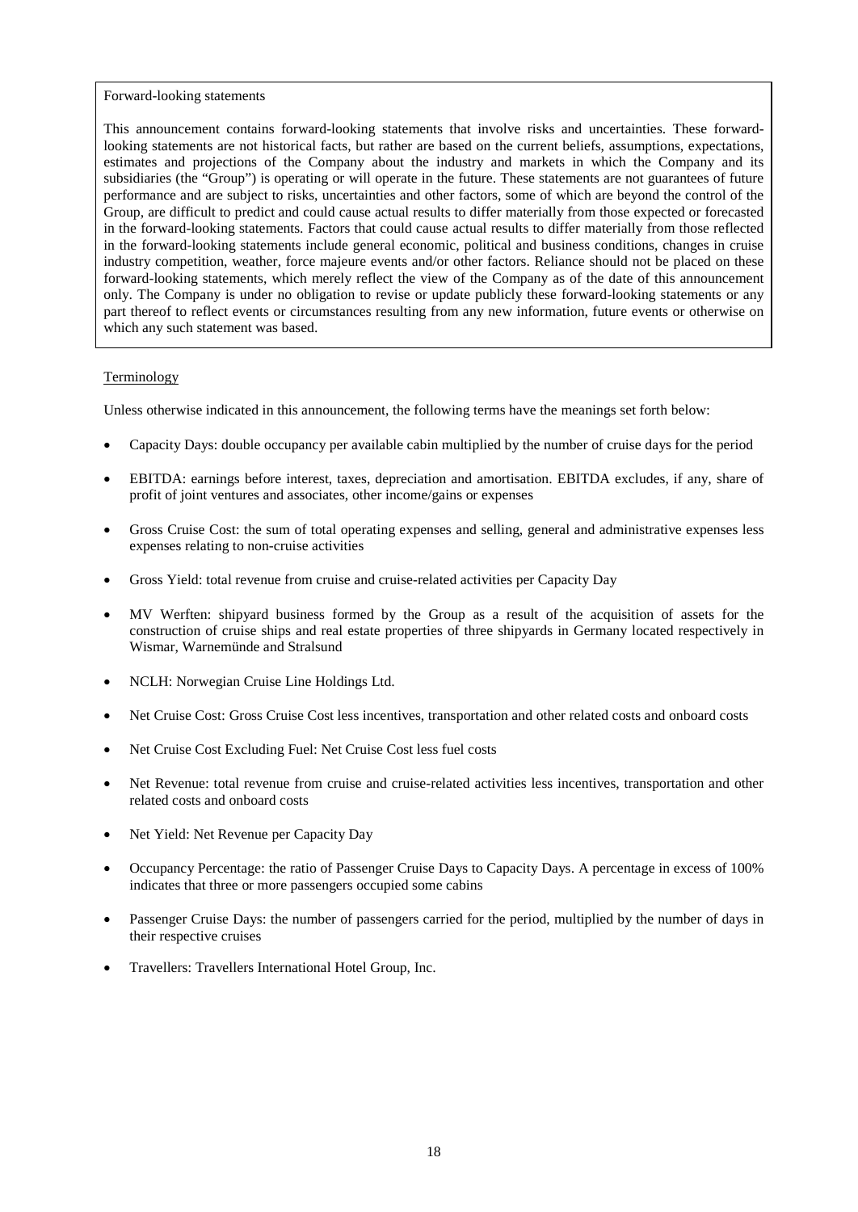Forward-looking statements

This announcement contains forward-looking statements that involve risks and uncertainties. These forward-looking statements are not historical facts, but rather are based on the current beliefs, assumptions, expectations, estimates and projections of the Company about the industry and markets in which the Company and its subsidiaries (the "Group") is operating or will operate in the future. These statements are not guarantees of future performance and are subject to risks, uncertainties and other factors, some of which are beyond the control of the Group, are difficult to predict and could cause actual results to differ materially from those expected or forecasted in the forward-looking statements. Factors that could cause actual results to differ materially from those reflected in the forward-looking statements include general economic, political and business conditions, changes in cruise industry competition, weather, force majeure events and/or other factors. Reliance should not be placed on these forward-looking statements, which merely reflect the view of the Company as of the date of this announcement only. The Company is under no obligation to revise or update publicly these forward-looking statements or any part thereof to reflect events or circumstances resulting from any new information, future events or otherwise on which any such statement was based.

Terminology

Unless otherwise indicated in this announcement, the following terms have the meanings set forth below:

- Capacity Days: double occupancy per available cabin multiplied by the number of cruise days for the period
- EBITDA: earnings before interest, taxes, depreciation and amortisation. EBITDA excludes, if any, share of profit of joint ventures and associates, other income/gains or expenses
- Gross Cruise Cost: the sum of total operating expenses and selling, general and administrative expenses less expenses relating to non-cruise activities
- Gross Yield: total revenue from cruise and cruise-related activities per Capacity Day
- MV Werften: shipyard business formed by the Group as a result of the acquisition of assets for the construction of cruise ships and real estate properties of three shipyards in Germany located respectively in Wismar, Warnemünde and Stralsund
- NCLH: Norwegian Cruise Line Holdings Ltd.
- Net Cruise Cost: Gross Cruise Cost less incentives, transportation and other related costs and onboard costs
- Net Cruise Cost Excluding Fuel: Net Cruise Cost less fuel costs
- Net Revenue: total revenue from cruise and cruise-related activities less incentives, transportation and other related costs and onboard costs
- Net Yield: Net Revenue per Capacity Day
- Occupancy Percentage: the ratio of Passenger Cruise Days to Capacity Days. A percentage in excess of 100% indicates that three or more passengers occupied some cabins
- Passenger Cruise Days: the number of passengers carried for the period, multiplied by the number of days in their respective cruises
- Travellers: Travellers International Hotel Group, Inc.